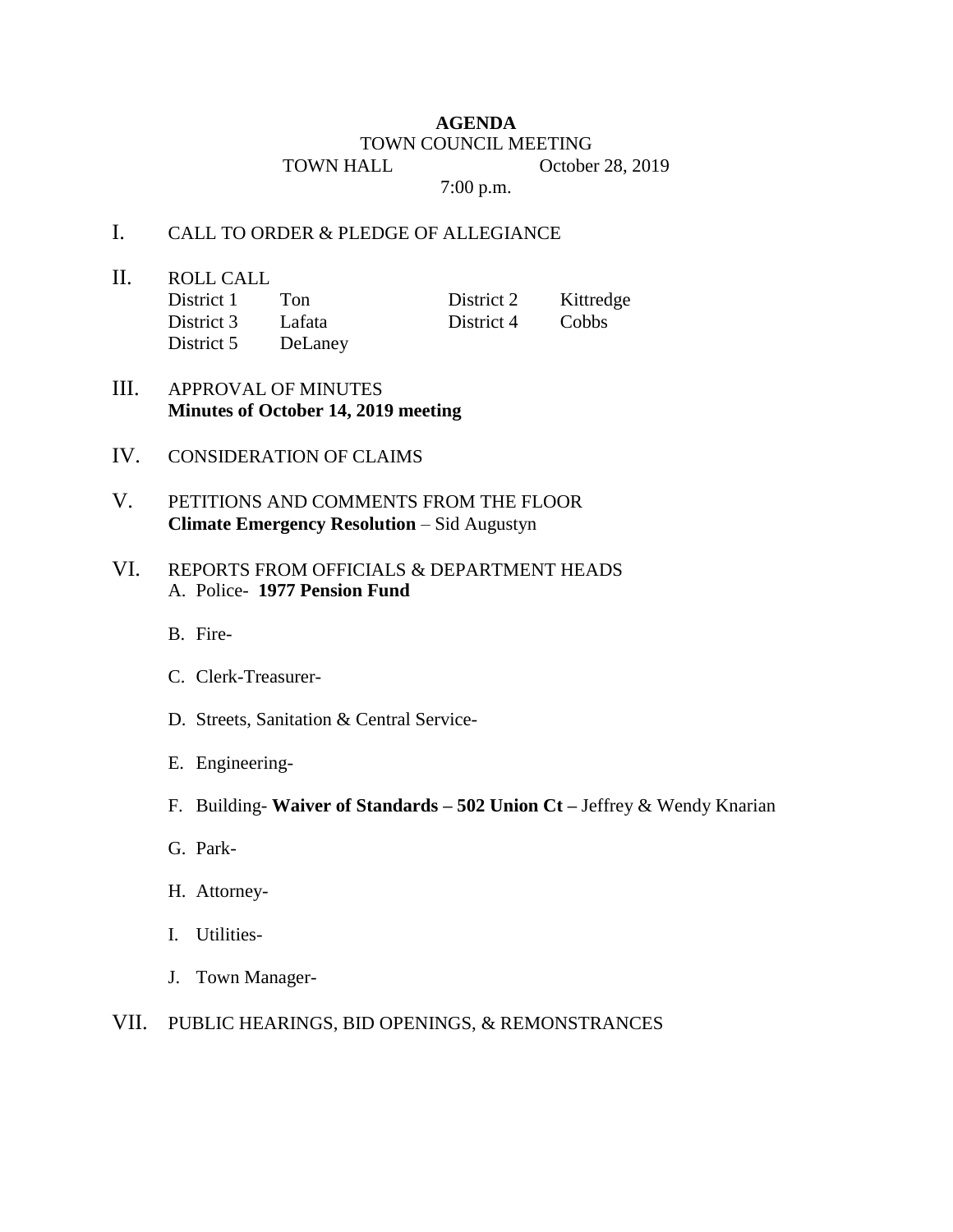# AGENDA

TOWN COUNCIL MEETING

TOWN HALL October 28, 2019

7:00 p.m.

I. CALL TO ORDER & PLEDGE OF ALLEGIANCE

II. ROLL CALL

| | | | |
|---|---|---|---|
| District 1 | Ton | District 2 | Kittredge |
| District 3 | Lafata | District 4 | Cobbs |
| District 5 | DeLaney | | |

III. APPROVAL OF MINUTES
**Minutes of October 14, 2019 meeting**

IV. CONSIDERATION OF CLAIMS

V. PETITIONS AND COMMENTS FROM THE FLOOR
**Climate Emergency Resolution** – Sid Augustyn

VI. REPORTS FROM OFFICIALS & DEPARTMENT HEADS

A. Police- **1977 Pension Fund**

B. Fire-

C. Clerk-Treasurer-

D. Streets, Sanitation & Central Service-

E. Engineering-

F. Building- **Waiver of Standards – 502 Union Ct –** Jeffrey & Wendy Knarian

G. Park-

H. Attorney-

I. Utilities-

J. Town Manager-

VII. PUBLIC HEARINGS, BID OPENINGS, & REMONSTRANCES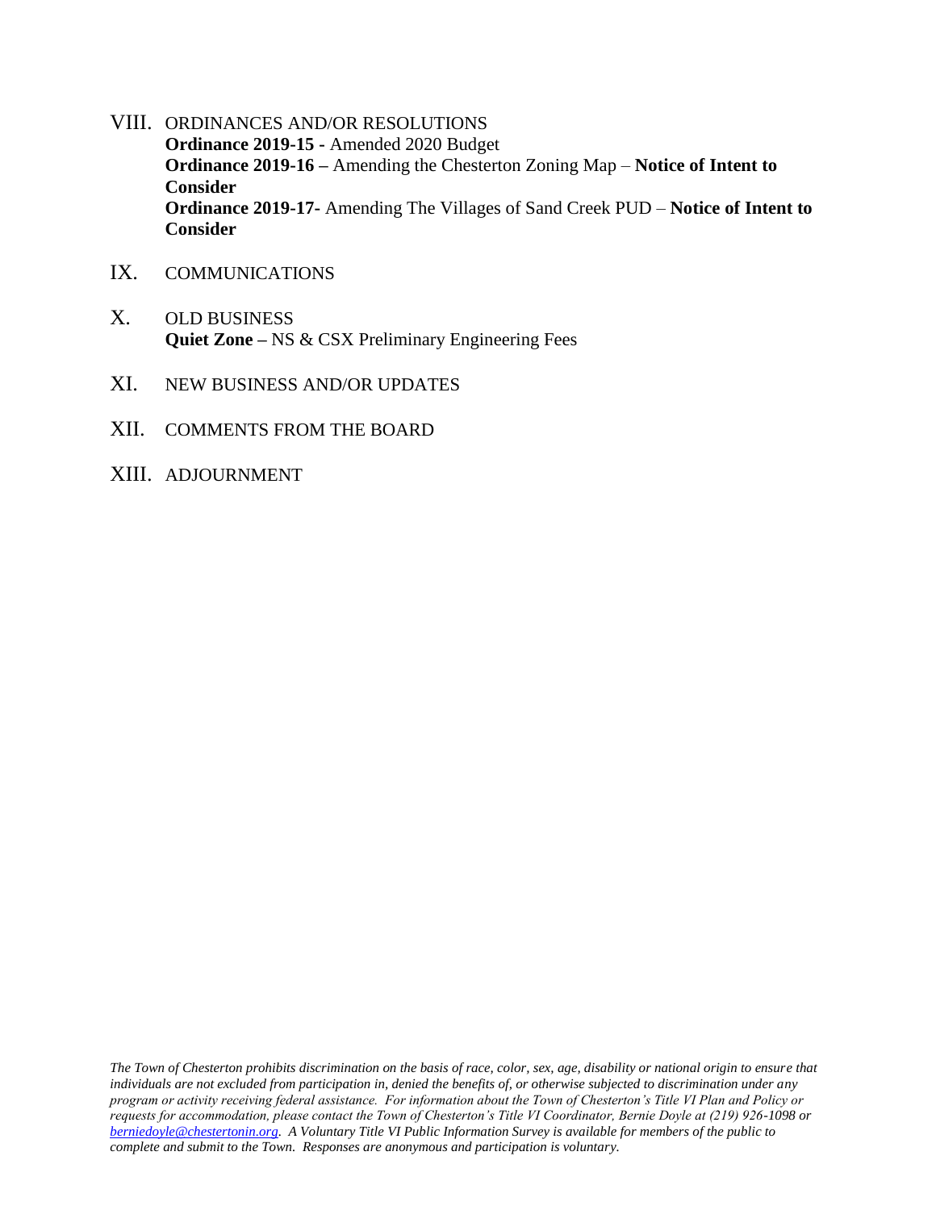VIII. ORDINANCES AND/OR RESOLUTIONS

**Ordinance 2019-15 -** Amended 2020 Budget

**Ordinance 2019-16 –** Amending the Chesterton Zoning Map – **Notice of Intent to Consider**

**Ordinance 2019-17-** Amending The Villages of Sand Creek PUD – **Notice of Intent to Consider**

IX. COMMUNICATIONS

X. OLD BUSINESS

**Quiet Zone –** NS & CSX Preliminary Engineering Fees

XI. NEW BUSINESS AND/OR UPDATES

XII. COMMENTS FROM THE BOARD

XIII. ADJOURNMENT

*The Town of Chesterton prohibits discrimination on the basis of race, color, sex, age, disability or national origin to ensure that individuals are not excluded from participation in, denied the benefits of, or otherwise subjected to discrimination under any program or activity receiving federal assistance. For information about the Town of Chesterton's Title VI Plan and Policy or requests for accommodation, please contact the Town of Chesterton's Title VI Coordinator, Bernie Doyle at (219) 926-1098 or berniedoyle@chestertonin.org. A Voluntary Title VI Public Information Survey is available for members of the public to complete and submit to the Town. Responses are anonymous and participation is voluntary.*